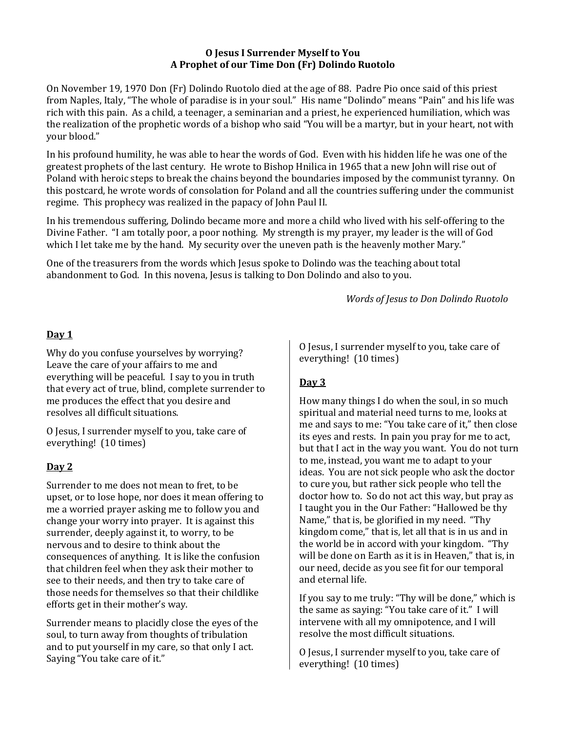**O Jesus I Surrender Myself to You**
**A Prophet of our Time Don (Fr) Dolindo Ruotolo**

On November 19, 1970 Don (Fr) Dolindo Ruotolo died at the age of 88. Padre Pio once said of this priest from Naples, Italy, "The whole of paradise is in your soul." His name "Dolindo" means "Pain" and his life was rich with this pain. As a child, a teenager, a seminarian and a priest, he experienced humiliation, which was the realization of the prophetic words of a bishop who said "You will be a martyr, but in your heart, not with your blood."

In his profound humility, he was able to hear the words of God. Even with his hidden life he was one of the greatest prophets of the last century. He wrote to Bishop Hnilica in 1965 that a new John will rise out of Poland with heroic steps to break the chains beyond the boundaries imposed by the communist tyranny. On this postcard, he wrote words of consolation for Poland and all the countries suffering under the communist regime. This prophecy was realized in the papacy of John Paul II.

In his tremendous suffering, Dolindo became more and more a child who lived with his self-offering to the Divine Father. "I am totally poor, a poor nothing. My strength is my prayer, my leader is the will of God which I let take me by the hand. My security over the uneven path is the heavenly mother Mary."

One of the treasurers from the words which Jesus spoke to Dolindo was the teaching about total abandonment to God. In this novena, Jesus is talking to Don Dolindo and also to you.

*Words of Jesus to Don Dolindo Ruotolo*

## Day 1

Why do you confuse yourselves by worrying? Leave the care of your affairs to me and everything will be peaceful. I say to you in truth that every act of true, blind, complete surrender to me produces the effect that you desire and resolves all difficult situations.

O Jesus, I surrender myself to you, take care of everything! (10 times)

## Day 2

Surrender to me does not mean to fret, to be upset, or to lose hope, nor does it mean offering to me a worried prayer asking me to follow you and change your worry into prayer. It is against this surrender, deeply against it, to worry, to be nervous and to desire to think about the consequences of anything. It is like the confusion that children feel when they ask their mother to see to their needs, and then try to take care of those needs for themselves so that their childlike efforts get in their mother's way.

Surrender means to placidly close the eyes of the soul, to turn away from thoughts of tribulation and to put yourself in my care, so that only I act. Saying "You take care of it."

O Jesus, I surrender myself to you, take care of everything! (10 times)

## Day 3

How many things I do when the soul, in so much spiritual and material need turns to me, looks at me and says to me: "You take care of it," then close its eyes and rests. In pain you pray for me to act, but that I act in the way you want. You do not turn to me, instead, you want me to adapt to your ideas. You are not sick people who ask the doctor to cure you, but rather sick people who tell the doctor how to. So do not act this way, but pray as I taught you in the Our Father: "Hallowed be thy Name," that is, be glorified in my need. "Thy kingdom come," that is, let all that is in us and in the world be in accord with your kingdom. "Thy will be done on Earth as it is in Heaven," that is, in our need, decide as you see fit for our temporal and eternal life.

If you say to me truly: "Thy will be done," which is the same as saying: "You take care of it." I will intervene with all my omnipotence, and I will resolve the most difficult situations.

O Jesus, I surrender myself to you, take care of everything! (10 times)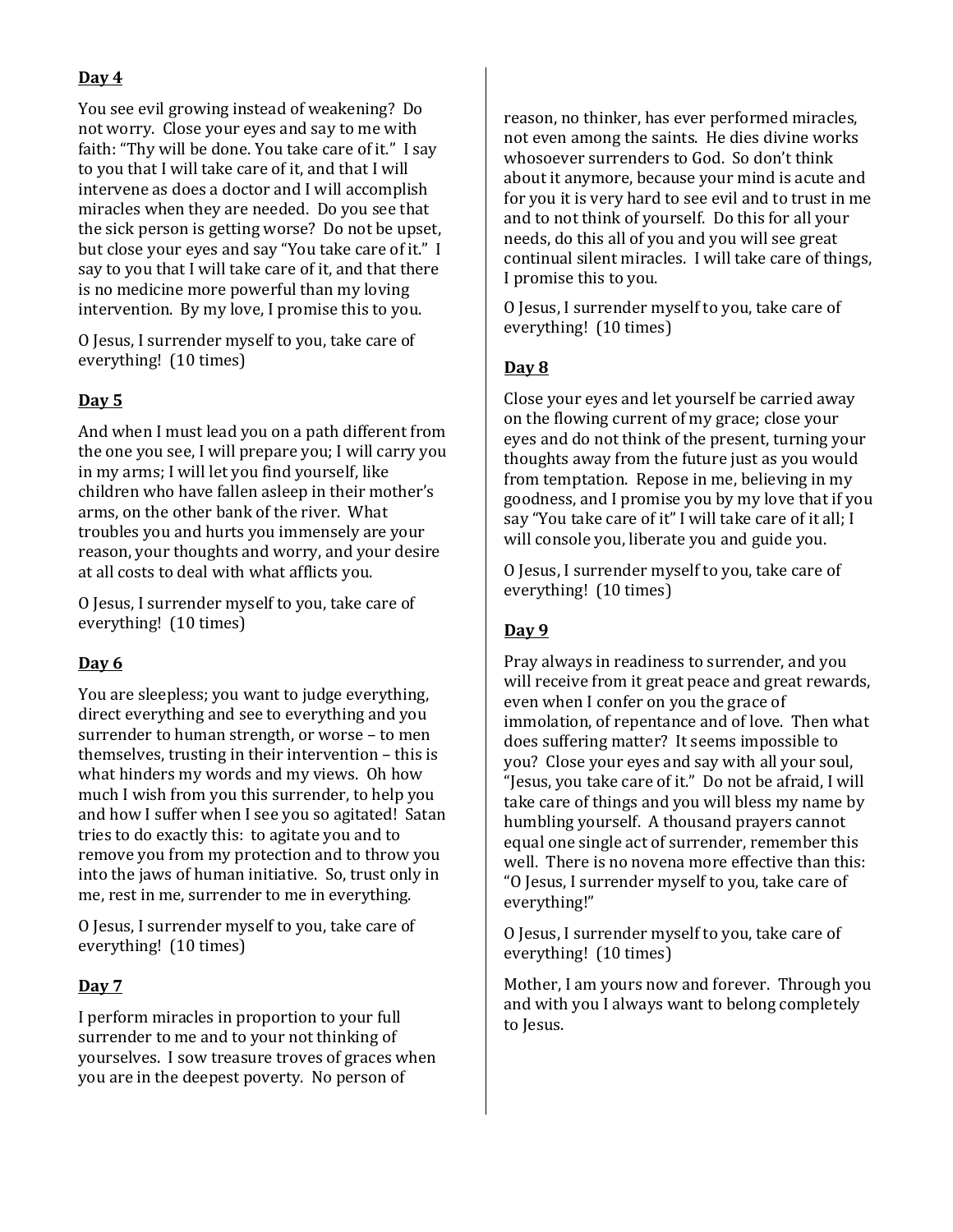**Day 4**

You see evil growing instead of weakening? Do not worry. Close your eyes and say to me with faith: "Thy will be done. You take care of it." I say to you that I will take care of it, and that I will intervene as does a doctor and I will accomplish miracles when they are needed. Do you see that the sick person is getting worse? Do not be upset, but close your eyes and say "You take care of it." I say to you that I will take care of it, and that there is no medicine more powerful than my loving intervention. By my love, I promise this to you.

O Jesus, I surrender myself to you, take care of everything! (10 times)

**Day 5**

And when I must lead you on a path different from the one you see, I will prepare you; I will carry you in my arms; I will let you find yourself, like children who have fallen asleep in their mother's arms, on the other bank of the river. What troubles you and hurts you immensely are your reason, your thoughts and worry, and your desire at all costs to deal with what afflicts you.

O Jesus, I surrender myself to you, take care of everything! (10 times)

**Day 6**

You are sleepless; you want to judge everything, direct everything and see to everything and you surrender to human strength, or worse – to men themselves, trusting in their intervention – this is what hinders my words and my views. Oh how much I wish from you this surrender, to help you and how I suffer when I see you so agitated! Satan tries to do exactly this: to agitate you and to remove you from my protection and to throw you into the jaws of human initiative. So, trust only in me, rest in me, surrender to me in everything.

O Jesus, I surrender myself to you, take care of everything! (10 times)

**Day 7**

I perform miracles in proportion to your full surrender to me and to your not thinking of yourselves. I sow treasure troves of graces when you are in the deepest poverty. No person of reason, no thinker, has ever performed miracles, not even among the saints. He dies divine works whosoever surrenders to God. So don't think about it anymore, because your mind is acute and for you it is very hard to see evil and to trust in me and to not think of yourself. Do this for all your needs, do this all of you and you will see great continual silent miracles. I will take care of things, I promise this to you.

O Jesus, I surrender myself to you, take care of everything! (10 times)

**Day 8**

Close your eyes and let yourself be carried away on the flowing current of my grace; close your eyes and do not think of the present, turning your thoughts away from the future just as you would from temptation. Repose in me, believing in my goodness, and I promise you by my love that if you say "You take care of it" I will take care of it all; I will console you, liberate you and guide you.

O Jesus, I surrender myself to you, take care of everything! (10 times)

**Day 9**

Pray always in readiness to surrender, and you will receive from it great peace and great rewards, even when I confer on you the grace of immolation, of repentance and of love. Then what does suffering matter? It seems impossible to you? Close your eyes and say with all your soul, "Jesus, you take care of it." Do not be afraid, I will take care of things and you will bless my name by humbling yourself. A thousand prayers cannot equal one single act of surrender, remember this well. There is no novena more effective than this: "O Jesus, I surrender myself to you, take care of everything!"

O Jesus, I surrender myself to you, take care of everything! (10 times)

Mother, I am yours now and forever. Through you and with you I always want to belong completely to Jesus.